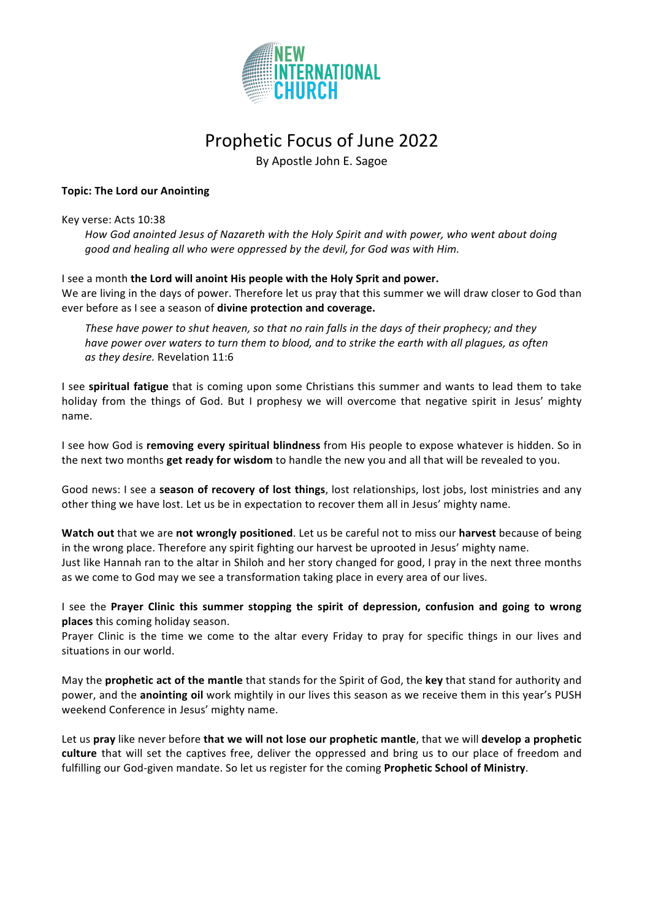NEW INTERNATIONAL CHURCH

# Prophetic Focus of June 2022

By Apostle John E. Sagoe

**Topic: The Lord our Anointing**

Key verse: Acts 10:38

> *How God anointed Jesus of Nazareth with the Holy Spirit and with power, who went about doing good and healing all who were oppressed by the devil, for God was with Him.*

I see a month **the Lord will anoint His people with the Holy Sprit and power.**
We are living in the days of power. Therefore let us pray that this summer we will draw closer to God than ever before as I see a season of **divine protection and coverage.**

> *These have power to shut heaven, so that no rain falls in the days of their prophecy; and they have power over waters to turn them to blood, and to strike the earth with all plagues, as often as they desire.* Revelation 11:6

I see **spiritual fatigue** that is coming upon some Christians this summer and wants to lead them to take holiday from the things of God. But I prophesy we will overcome that negative spirit in Jesus' mighty name.

I see how God is **removing every spiritual blindness** from His people to expose whatever is hidden. So in the next two months **get ready for wisdom** to handle the new you and all that will be revealed to you.

Good news: I see a **season of recovery of lost things**, lost relationships, lost jobs, lost ministries and any other thing we have lost. Let us be in expectation to recover them all in Jesus' mighty name.

**Watch out** that we are **not wrongly positioned**. Let us be careful not to miss our **harvest** because of being in the wrong place. Therefore any spirit fighting our harvest be uprooted in Jesus' mighty name.
Just like Hannah ran to the altar in Shiloh and her story changed for good, I pray in the next three months as we come to God may we see a transformation taking place in every area of our lives.

I see the **Prayer Clinic this summer stopping the spirit of depression, confusion and going to wrong places** this coming holiday season.
Prayer Clinic is the time we come to the altar every Friday to pray for specific things in our lives and situations in our world.

May the **prophetic act of the mantle** that stands for the Spirit of God, the **key** that stand for authority and power, and the **anointing oil** work mightily in our lives this season as we receive them in this year's PUSH weekend Conference in Jesus' mighty name.

Let us **pray** like never before **that we will not lose our prophetic mantle**, that we will **develop a prophetic culture** that will set the captives free, deliver the oppressed and bring us to our place of freedom and fulfilling our God-given mandate. So let us register for the coming **Prophetic School of Ministry**.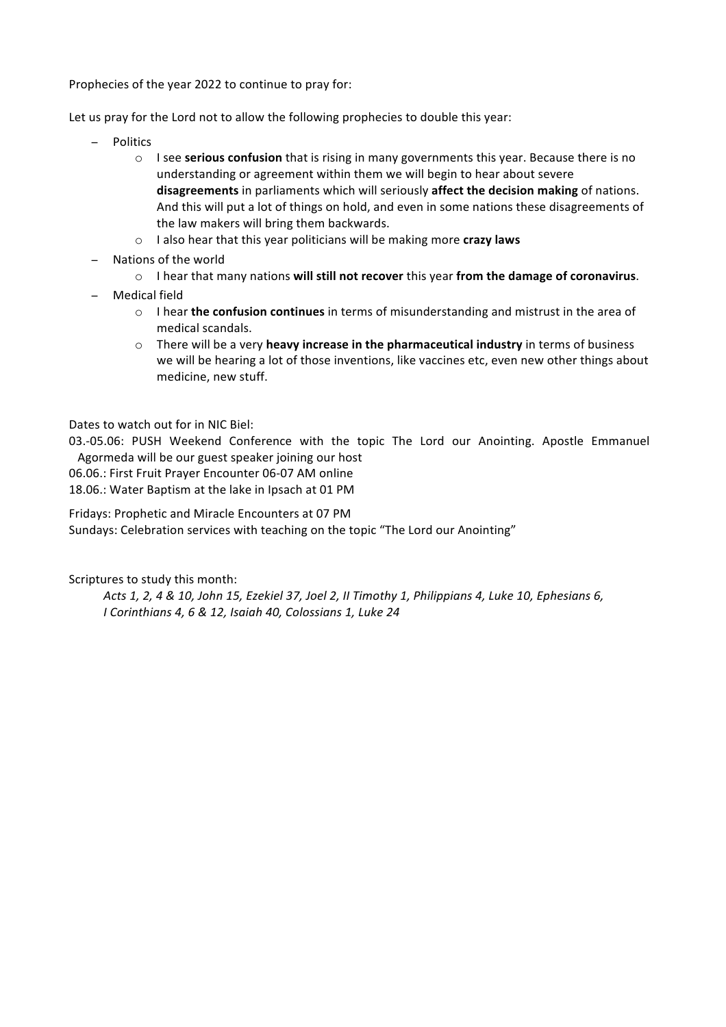Prophecies of the year 2022 to continue to pray for:

Let us pray for the Lord not to allow the following prophecies to double this year:

- Politics
  - I see **serious confusion** that is rising in many governments this year. Because there is no understanding or agreement within them we will begin to hear about severe **disagreements** in parliaments which will seriously **affect the decision making** of nations. And this will put a lot of things on hold, and even in some nations these disagreements of the law makers will bring them backwards.
  - I also hear that this year politicians will be making more **crazy laws**
- Nations of the world
  - I hear that many nations **will still not recover** this year **from the damage of coronavirus**.
- Medical field
  - I hear **the confusion continues** in terms of misunderstanding and mistrust in the area of medical scandals.
  - There will be a very **heavy increase in the pharmaceutical industry** in terms of business we will be hearing a lot of those inventions, like vaccines etc, even new other things about medicine, new stuff.

Dates to watch out for in NIC Biel:

03.-05.06: PUSH Weekend Conference with the topic The Lord our Anointing. Apostle Emmanuel Agormeda will be our guest speaker joining our host

06.06.: First Fruit Prayer Encounter 06-07 AM online

18.06.: Water Baptism at the lake in Ipsach at 01 PM

Fridays: Prophetic and Miracle Encounters at 07 PM

Sundays: Celebration services with teaching on the topic "The Lord our Anointing"

Scriptures to study this month:

*Acts 1, 2, 4 & 10, John 15, Ezekiel 37, Joel 2, II Timothy 1, Philippians 4, Luke 10, Ephesians 6, I Corinthians 4, 6 & 12, Isaiah 40, Colossians 1, Luke 24*